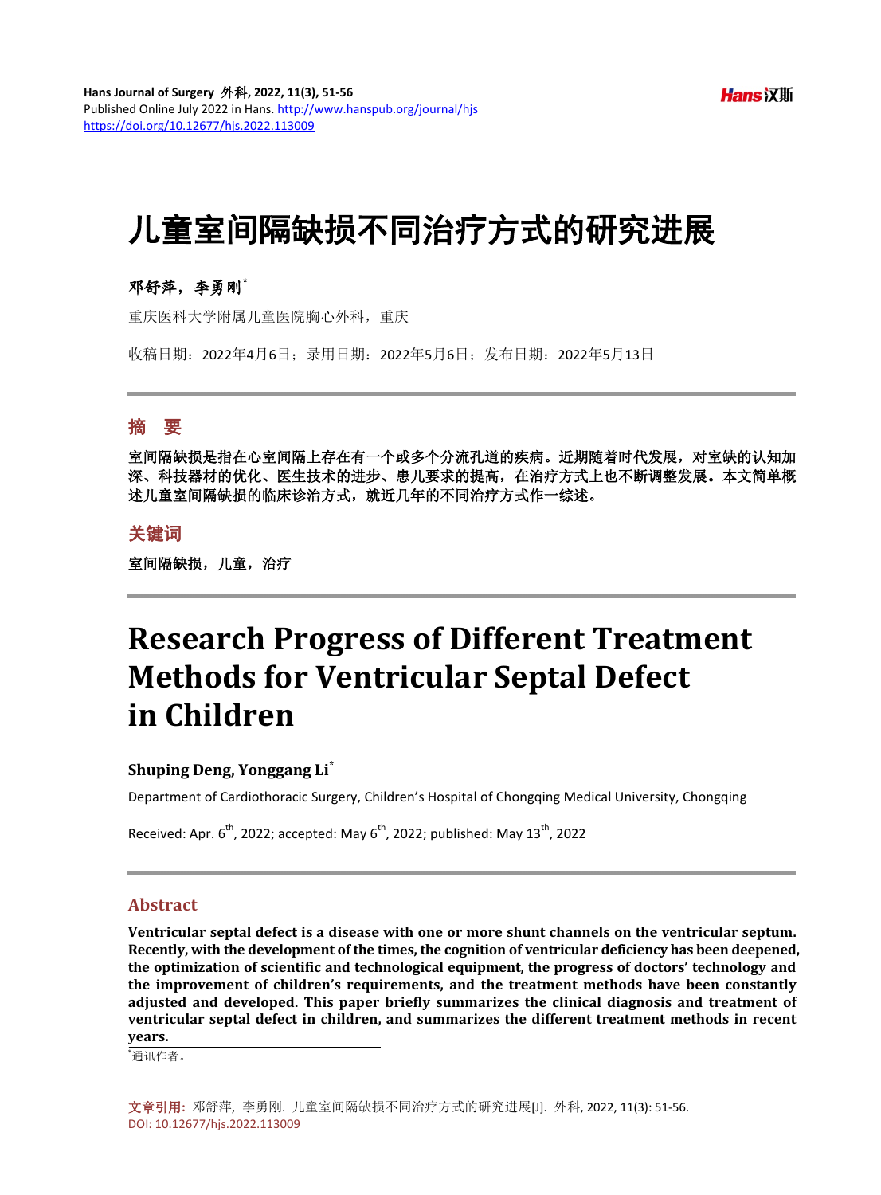# 儿童室间隔缺损不同治疗方式的研究进展

**邓舒萍，李勇刚***

重庆医科大学附属儿童医院胸心外科，重庆

收稿日期：2022年4月6日；录用日期：2022年5月6日；发布日期：2022年5月13日

---

## 摘 要

**室间隔缺损是指在心室间隔上存在有一个或多个分流孔道的疾病。近期随着时代发展，对室缺的认知加深、科技器材的优化、医生技术的进步、患儿要求的提高，在治疗方式上也不断调整发展。本文简单概述儿童室间隔缺损的临床诊治方式，就近几年的不同治疗方式作一综述。**

## 关键词

**室间隔缺损，儿童，治疗**

---

# Research Progress of Different Treatment Methods for Ventricular Septal Defect in Children

**Shuping Deng, Yonggang Li***

Department of Cardiothoracic Surgery, Children's Hospital of Chongqing Medical University, Chongqing

Received: Apr. 6th, 2022; accepted: May 6th, 2022; published: May 13th, 2022

---

## Abstract

**Ventricular septal defect is a disease with one or more shunt channels on the ventricular septum. Recently, with the development of the times, the cognition of ventricular deficiency has been deepened, the optimization of scientific and technological equipment, the progress of doctors' technology and the improvement of children's requirements, and the treatment methods have been constantly adjusted and developed. This paper briefly summarizes the clinical diagnosis and treatment of ventricular septal defect in children, and summarizes the different treatment methods in recent years.**

*通讯作者。

**文章引用：** 邓舒萍，李勇刚. 儿童室间隔缺损不同治疗方式的研究进展[J]. 外科, 2022, 11(3): 51-56. DOI: 10.12677/hjs.2022.113009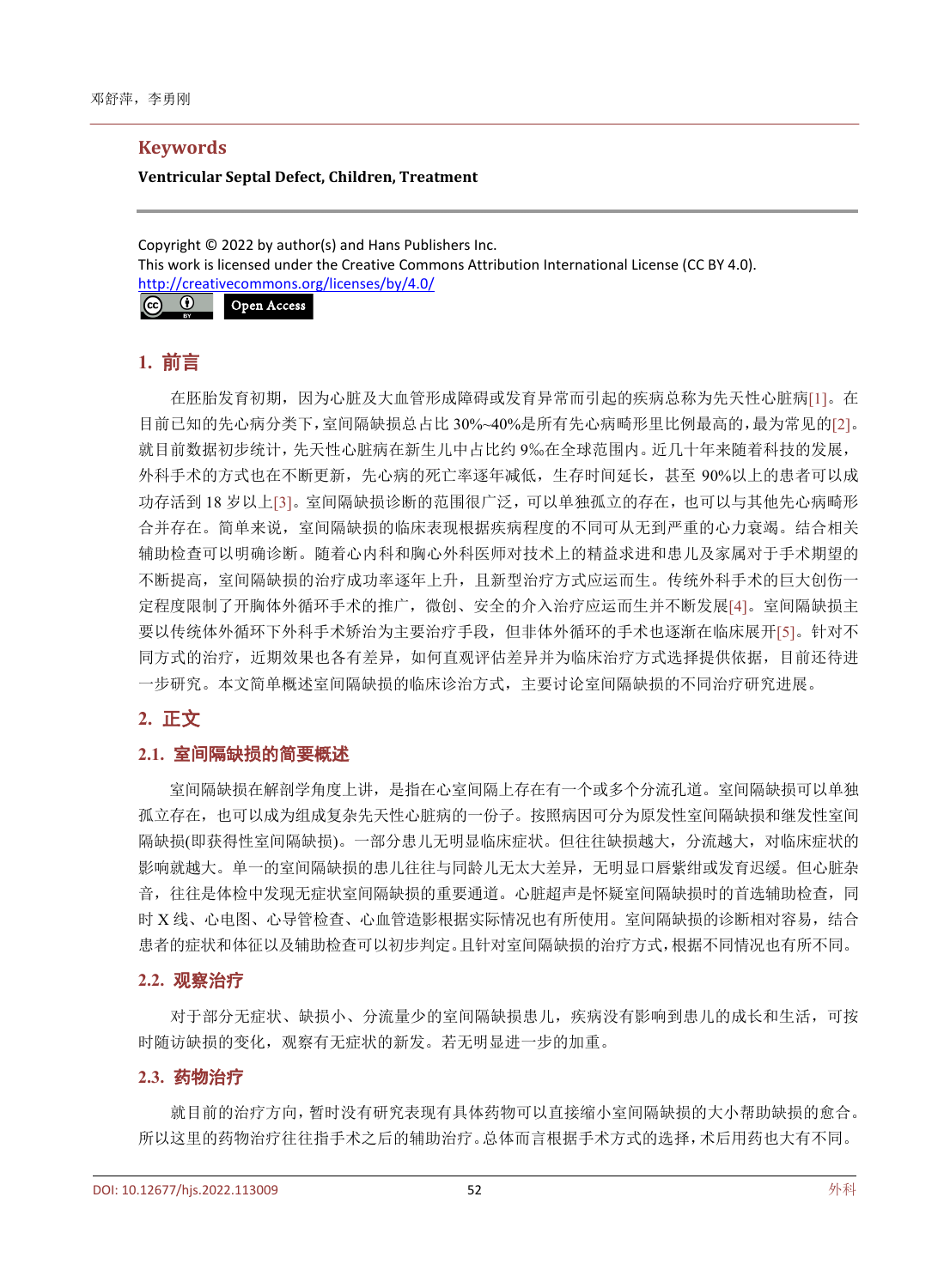## Keywords

**Ventricular Septal Defect, Children, Treatment**

Copyright © 2022 by author(s) and Hans Publishers Inc.
This work is licensed under the Creative Commons Attribution International License (CC BY 4.0).
http://creativecommons.org/licenses/by/4.0/

Open Access

## 1. 前言

在胚胎发育初期，因为心脏及大血管形成障碍或发育异常而引起的疾病总称为先天性心脏病[1]。在目前已知的先心病分类下，室间隔缺损总占比 30%~40%是所有先心病畸形里比例最高的，最为常见的[2]。就目前数据初步统计，先天性心脏病在新生儿中占比约 9‰在全球范围内。近几十年来随着科技的发展，外科手术的方式也在不断更新，先心病的死亡率逐年减低，生存时间延长，甚至 90%以上的患者可以成功存活到 18 岁以上[3]。室间隔缺损诊断的范围很广泛，可以单独孤立的存在，也可以与其他先心病畸形合并存在。简单来说，室间隔缺损的临床表现根据疾病程度的不同可从无到严重的心力衰竭。结合相关辅助检查可以明确诊断。随着心内科和胸心外科医师对技术上的精益求进和患儿及家属对于手术期望的不断提高，室间隔缺损的治疗成功率逐年上升，且新型治疗方式应运而生。传统外科手术的巨大创伤一定程度限制了开胸体外循环手术的推广，微创、安全的介入治疗应运而生并不断发展[4]。室间隔缺损主要以传统体外循环下外科手术矫治为主要治疗手段，但非体外循环的手术也逐渐在临床展开[5]。针对不同方式的治疗，近期效果也各有差异，如何直观评估差异并为临床治疗方式选择提供依据，目前还待进一步研究。本文简单概述室间隔缺损的临床诊治方式，主要讨论室间隔缺损的不同治疗研究进展。

## 2. 正文

### 2.1. 室间隔缺损的简要概述

室间隔缺损在解剖学角度上讲，是指在心室间隔上存在有一个或多个分流孔道。室间隔缺损可以单独孤立存在，也可以成为组成复杂先天性心脏病的一份子。按照病因可分为原发性室间隔缺损和继发性室间隔缺损(即获得性室间隔缺损)。一部分患儿无明显临床症状。但往往缺损越大，分流越大，对临床症状的影响就越大。单一的室间隔缺损的患儿往往与同龄儿无太大差异，无明显口唇紫绀或发育迟缓。但心脏杂音，往往是体检中发现无症状室间隔缺损的重要通道。心脏超声是怀疑室间隔缺损时的首选辅助检查，同时 X 线、心电图、心导管检查、心血管造影根据实际情况也有所使用。室间隔缺损的诊断相对容易，结合患者的症状和体征以及辅助检查可以初步判定。且针对室间隔缺损的治疗方式，根据不同情况也有所不同。

### 2.2. 观察治疗

对于部分无症状、缺损小、分流量少的室间隔缺损患儿，疾病没有影响到患儿的成长和生活，可按时随访缺损的变化，观察有无症状的新发。若无明显进一步的加重。

### 2.3. 药物治疗

就目前的治疗方向，暂时没有研究表现有具体药物可以直接缩小室间隔缺损的大小帮助缺损的愈合。所以这里的药物治疗往往指手术之后的辅助治疗。总体而言根据手术方式的选择，术后用药也大有不同。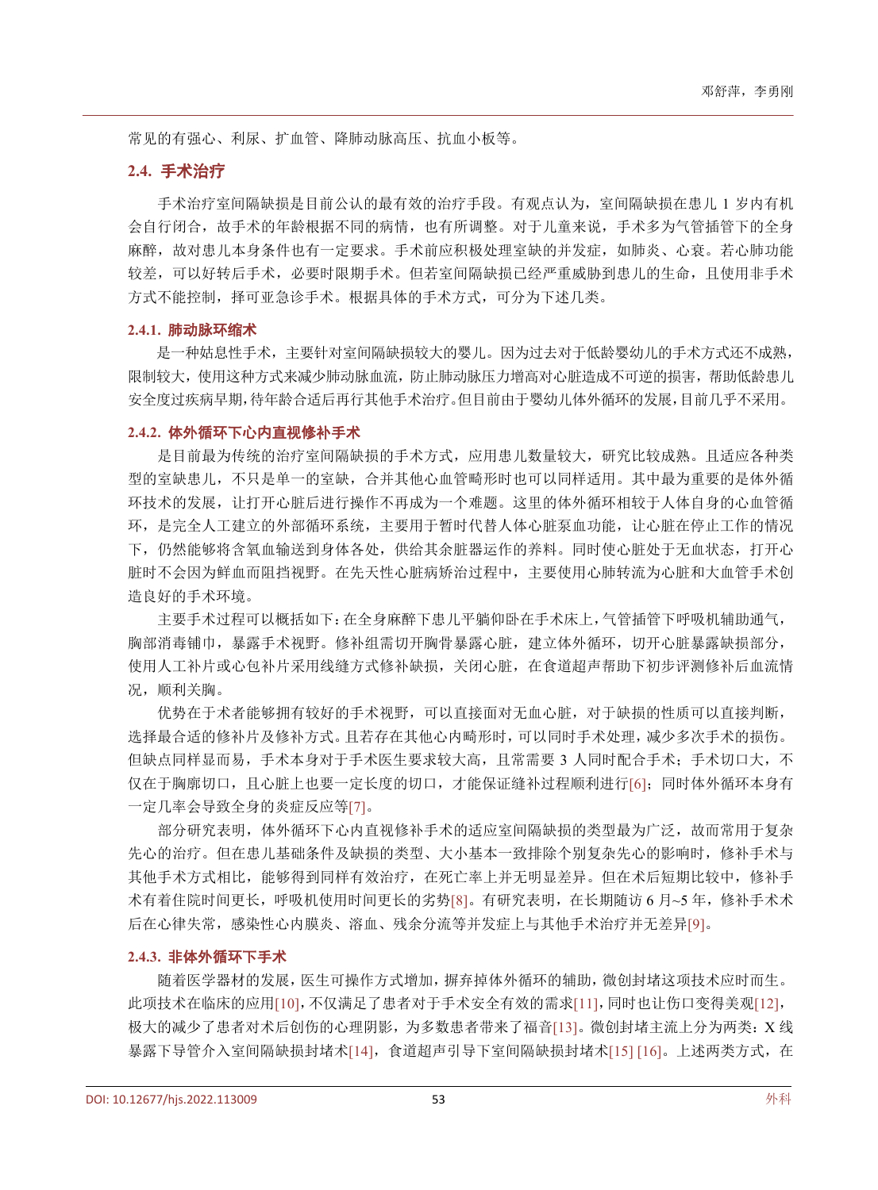常见的有强心、利尿、扩血管、降肺动脉高压、抗血小板等。

## 2.4. 手术治疗

手术治疗室间隔缺损是目前公认的最有效的治疗手段。有观点认为，室间隔缺损在患儿 1 岁内有机会自行闭合，故手术的年龄根据不同的病情，也有所调整。对于儿童来说，手术多为气管插管下的全身麻醉，故对患儿本身条件也有一定要求。手术前应积极处理室缺的并发症，如肺炎、心衰。若心肺功能较差，可以好转后手术，必要时限期手术。但若室间隔缺损已经严重威胁到患儿的生命，且使用非手术方式不能控制，择可亚急诊手术。根据具体的手术方式，可分为下述几类。

### 2.4.1. 肺动脉环缩术

是一种姑息性手术，主要针对室间隔缺损较大的婴儿。因为过去对于低龄婴幼儿的手术方式还不成熟，限制较大，使用这种方式来减少肺动脉血流，防止肺动脉压力增高对心脏造成不可逆的损害，帮助低龄患儿安全度过疾病早期，待年龄合适后再行其他手术治疗。但目前由于婴幼儿体外循环的发展，目前几乎不采用。

### 2.4.2. 体外循环下心内直视修补手术

是目前最为传统的治疗室间隔缺损的手术方式，应用患儿数量较大，研究比较成熟。且适应各种类型的室缺患儿，不只是单一的室缺，合并其他心血管畸形时也可以同样适用。其中最为重要的是体外循环技术的发展，让打开心脏后进行操作不再成为一个难题。这里的体外循环相较于人体自身的心血管循环，是完全人工建立的外部循环系统，主要用于暂时代替人体心脏泵血功能，让心脏在停止工作的情况下，仍然能够将含氧血输送到身体各处，供给其余脏器运作的养料。同时使心脏处于无血状态，打开心脏时不会因为鲜血而阻挡视野。在先天性心脏病矫治过程中，主要使用心肺转流为心脏和大血管手术创造良好的手术环境。

主要手术过程可以概括如下：在全身麻醉下患儿平躺仰卧在手术床上，气管插管下呼吸机辅助通气，胸部消毒铺巾，暴露手术视野。修补组需切开胸骨暴露心脏，建立体外循环，切开心脏暴露缺损部分，使用人工补片或心包补片采用线缝方式修补缺损，关闭心脏，在食道超声帮助下初步评测修补后血流情况，顺利关胸。

优势在于术者能够拥有较好的手术视野，可以直接面对无血心脏，对于缺损的性质可以直接判断，选择最合适的修补片及修补方式。且若存在其他心内畸形时，可以同时手术处理，减少多次手术的损伤。但缺点同样显而易，手术本身对于手术医生要求较高，且常需要 3 人同时配合手术；手术切口大，不仅在于胸廓切口，且心脏上也要一定长度的切口，才能保证缝补过程顺利进行[6]；同时体外循环本身有一定几率会导致全身的炎症反应等[7]。

部分研究表明，体外循环下心内直视修补手术的适应室间隔缺损的类型最为广泛，故而常用于复杂先心的治疗。但在患儿基础条件及缺损的类型、大小基本一致排除个别复杂先心的影响时，修补手术与其他手术方式相比，能够得到同样有效治疗，在死亡率上并无明显差异。但在术后短期比较中，修补手术有着住院时间更长，呼吸机使用时间更长的劣势[8]。有研究表明，在长期随访 6 月~5 年，修补手术术后在心律失常，感染性心内膜炎、溶血、残余分流等并发症上与其他手术治疗并无差异[9]。

### 2.4.3. 非体外循环下手术

随着医学器材的发展，医生可操作方式增加，摒弃掉体外循环的辅助，微创封堵这项技术应时而生。此项技术在临床的应用[10]，不仅满足了患者对于手术安全有效的需求[11]，同时也让伤口变得美观[12]，极大的减少了患者对术后创伤的心理阴影，为多数患者带来了福音[13]。微创封堵主流上分为两类：X 线暴露下导管介入室间隔缺损封堵术[14]，食道超声引导下室间隔缺损封堵术[15] [16]。上述两类方式，在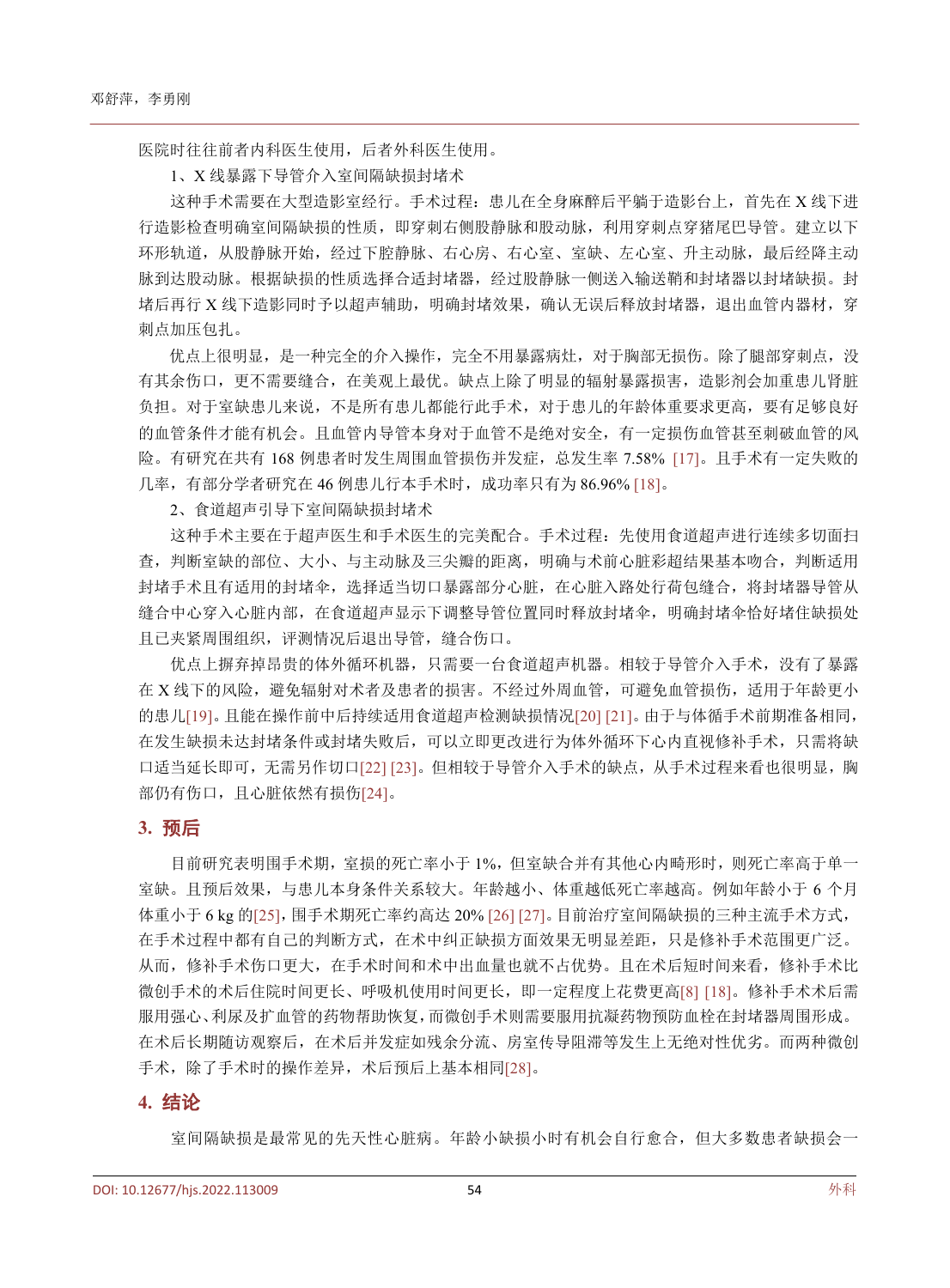医院时往往前者内科医生使用，后者外科医生使用。

1、X 线暴露下导管介入室间隔缺损封堵术

这种手术需要在大型造影室经行。手术过程：患儿在全身麻醉后平躺于造影台上，首先在 X 线下进行造影检查明确室间隔缺损的性质，即穿刺右侧股静脉和股动脉，利用穿刺点穿猪尾巴导管。建立以下环形轨道，从股静脉开始，经过下腔静脉、右心房、右心室、室缺、左心室、升主动脉，最后经降主动脉到达股动脉。根据缺损的性质选择合适封堵器，经过股静脉一侧送入输送鞘和封堵器以封堵缺损。封堵后再行 X 线下造影同时予以超声辅助，明确封堵效果，确认无误后释放封堵器，退出血管内器材，穿刺点加压包扎。

优点上很明显，是一种完全的介入操作，完全不用暴露病灶，对于胸部无损伤。除了腿部穿刺点，没有其余伤口，更不需要缝合，在美观上最优。缺点上除了明显的辐射暴露损害，造影剂会加重患儿肾脏负担。对于室缺患儿来说，不是所有患儿都能行此手术，对于患儿的年龄体重要求更高，要有足够良好的血管条件才能有机会。且血管内导管本身对于血管不是绝对安全，有一定损伤血管甚至刺破血管的风险。有研究在共有 168 例患者时发生周围血管损伤并发症，总发生率 7.58% [17]。且手术有一定失败的几率，有部分学者研究在 46 例患儿行本手术时，成功率只有为 86.96% [18]。

2、食道超声引导下室间隔缺损封堵术

这种手术主要在于超声医生和手术医生的完美配合。手术过程：先使用食道超声进行连续多切面扫查，判断室缺的部位、大小、与主动脉及三尖瓣的距离，明确与术前心脏彩超结果基本吻合，判断适用封堵手术且有适用的封堵伞，选择适当切口暴露部分心脏，在心脏入路处行荷包缝合，将封堵器导管从缝合中心穿入心脏内部，在食道超声显示下调整导管位置同时释放封堵伞，明确封堵伞恰好堵住缺损处且已夹紧周围组织，评测情况后退出导管，缝合伤口。

优点上摒弃掉昂贵的体外循环机器，只需要一台食道超声机器。相较于导管介入手术，没有了暴露在 X 线下的风险，避免辐射对术者及患者的损害。不经过外周血管，可避免血管损伤，适用于年龄更小的患儿[19]。且能在操作前中后持续适用食道超声检测缺损情况[20] [21]。由于与体循手术前期准备相同，在发生缺损未达封堵条件或封堵失败后，可以立即更改进行为体外循环下心内直视修补手术，只需将缺口适当延长即可，无需另作切口[22] [23]。但相较于导管介入手术的缺点，从手术过程来看也很明显，胸部仍有伤口，且心脏依然有损伤[24]。

## 3. 预后

目前研究表明围手术期，室损的死亡率小于 1%，但室缺合并有其他心内畸形时，则死亡率高于单一室缺。且预后效果，与患儿本身条件关系较大。年龄越小、体重越低死亡率越高。例如年龄小于 6 个月体重小于 6 kg 的[25]，围手术期死亡率约高达 20% [26] [27]。目前治疗室间隔缺损的三种主流手术方式，在手术过程中都有自己的判断方式，在术中纠正缺损方面效果无明显差距，只是修补手术范围更广泛。从而，修补手术伤口更大，在手术时间和术中出血量也就不占优势。且在术后短时间来看，修补手术比微创手术的术后住院时间更长、呼吸机使用时间更长，即一定程度上花费更高[8] [18]。修补手术术后需服用强心、利尿及扩血管的药物帮助恢复，而微创手术则需要服用抗凝药物预防血栓在封堵器周围形成。在术后长期随访观察后，在术后并发症如残余分流、房室传导阻滞等发生上无绝对性优势。而两种微创手术，除了手术时的操作差异，术后预后上基本相同[28]。

## 4. 结论

室间隔缺损是最常见的先天性心脏病。年龄小缺损小时有机会自行愈合，但大多数患者缺损会一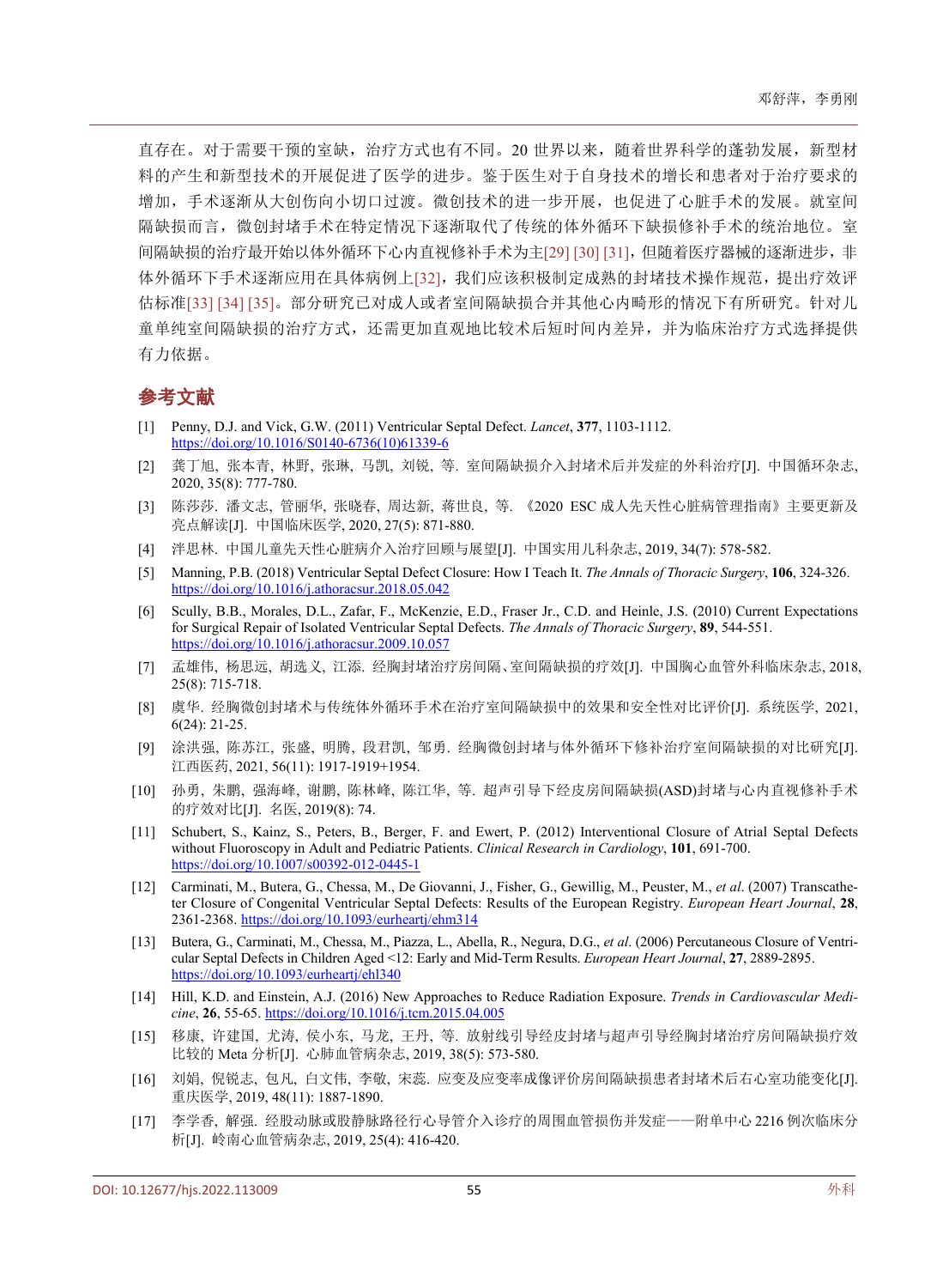直存在。对于需要干预的室缺，治疗方式也有不同。20 世界以来，随着世界科学的蓬勃发展，新型材料的产生和新型技术的开展促进了医学的进步。鉴于医生对于自身技术的增长和患者对于治疗要求的增加，手术逐渐从大创伤向小切口过渡。微创技术的进一步开展，也促进了心脏手术的发展。就室间隔缺损而言，微创封堵手术在特定情况下逐渐取代了传统的体外循环下缺损修补手术的统治地位。室间隔缺损的治疗最开始以体外循环下心内直视修补手术为主[29] [30] [31]，但随着医疗器械的逐渐进步，非体外循环下手术逐渐应用在具体病例上[32]，我们应该积极制定成熟的封堵技术操作规范，提出疗效评估标准[33] [34] [35]。部分研究已对成人或者室间隔缺损合并其他心内畸形的情况下有所研究。针对儿童单纯室间隔缺损的治疗方式，还需要更加直观地比较术后短时间内差异，并为临床治疗方式选择提供有力依据。

## 参考文献

[1] Penny, D.J. and Vick, G.W. (2011) Ventricular Septal Defect. *Lancet*, **377**, 1103-1112. https://doi.org/10.1016/S0140-6736(10)61339-6

[2] 龚丁旭, 张本青, 林野, 张琳, 马凯, 刘锐, 等. 室间隔缺损介入封堵术后并发症的外科治疗[J]. 中国循环杂志, 2020, 35(8): 777-780.

[3] 陈莎莎. 潘文志, 管丽华, 张晓春, 周达新, 蒋世良, 等. 《2020 ESC 成人先天性心脏病管理指南》主要更新及亮点解读[J]. 中国临床医学, 2020, 27(5): 871-880.

[4] 泮思林. 中国儿童先天性心脏病介入治疗回顾与展望[J]. 中国实用儿科杂志, 2019, 34(7): 578-582.

[5] Manning, P.B. (2018) Ventricular Septal Defect Closure: How I Teach It. *The Annals of Thoracic Surgery*, **106**, 324-326. https://doi.org/10.1016/j.athoracsur.2018.05.042

[6] Scully, B.B., Morales, D.L., Zafar, F., McKenzie, E.D., Fraser Jr., C.D. and Heinle, J.S. (2010) Current Expectations for Surgical Repair of Isolated Ventricular Septal Defects. *The Annals of Thoracic Surgery*, **89**, 544-551. https://doi.org/10.1016/j.athoracsur.2009.10.057

[7] 孟雄伟, 杨思远, 胡选义, 江添. 经胸封堵治疗房间隔、室间隔缺损的疗效[J]. 中国胸心血管外科临床杂志, 2018, 25(8): 715-718.

[8] 虞华. 经胸微创封堵术与传统体外循环手术在治疗室间隔缺损中的效果和安全性对比评价[J]. 系统医学, 2021, 6(24): 21-25.

[9] 涂洪强, 陈苏江, 张盛, 明腾, 段君凯, 邹勇. 经胸微创封堵与体外循环下修补治疗室间隔缺损的对比研究[J]. 江西医药, 2021, 56(11): 1917-1919+1954.

[10] 孙勇, 朱鹏, 强海峰, 谢鹏, 陈林峰, 陈江华, 等. 超声引导下经皮房间隔缺损(ASD)封堵与心内直视修补手术的疗效对比[J]. 名医, 2019(8): 74.

[11] Schubert, S., Kainz, S., Peters, B., Berger, F. and Ewert, P. (2012) Interventional Closure of Atrial Septal Defects without Fluoroscopy in Adult and Pediatric Patients. *Clinical Research in Cardiology*, **101**, 691-700. https://doi.org/10.1007/s00392-012-0445-1

[12] Carminati, M., Butera, G., Chessa, M., De Giovanni, J., Fisher, G., Gewillig, M., Peuster, M., *et al*. (2007) Transcatheter Closure of Congenital Ventricular Septal Defects: Results of the European Registry. *European Heart Journal*, **28**, 2361-2368. https://doi.org/10.1093/eurheartj/ehm314

[13] Butera, G., Carminati, M., Chessa, M., Piazza, L., Abella, R., Negura, D.G., *et al*. (2006) Percutaneous Closure of Ventricular Septal Defects in Children Aged <12: Early and Mid-Term Results. *European Heart Journal*, **27**, 2889-2895. https://doi.org/10.1093/eurheartj/ehl340

[14] Hill, K.D. and Einstein, A.J. (2016) New Approaches to Reduce Radiation Exposure. *Trends in Cardiovascular Medicine*, **26**, 55-65. https://doi.org/10.1016/j.tcm.2015.04.005

[15] 移康, 许建国, 尤涛, 侯小东, 马龙, 王丹, 等. 放射线引导经皮封堵与超声引导经胸封堵治疗房间隔缺损疗效比较的 Meta 分析[J]. 心肺血管病杂志, 2019, 38(5): 573-580.

[16] 刘娟, 倪锐志, 包凡, 白文伟, 李敬, 宋蕊. 应变及应变率成像评价房间隔缺损患者封堵术后右心室功能变化[J]. 重庆医学, 2019, 48(11): 1887-1890.

[17] 李学香, 解强. 经股动脉或股静脉路径行心导管介入诊疗的周围血管损伤并发症——附单中心 2216 例次临床分析[J]. 岭南心血管病杂志, 2019, 25(4): 416-420.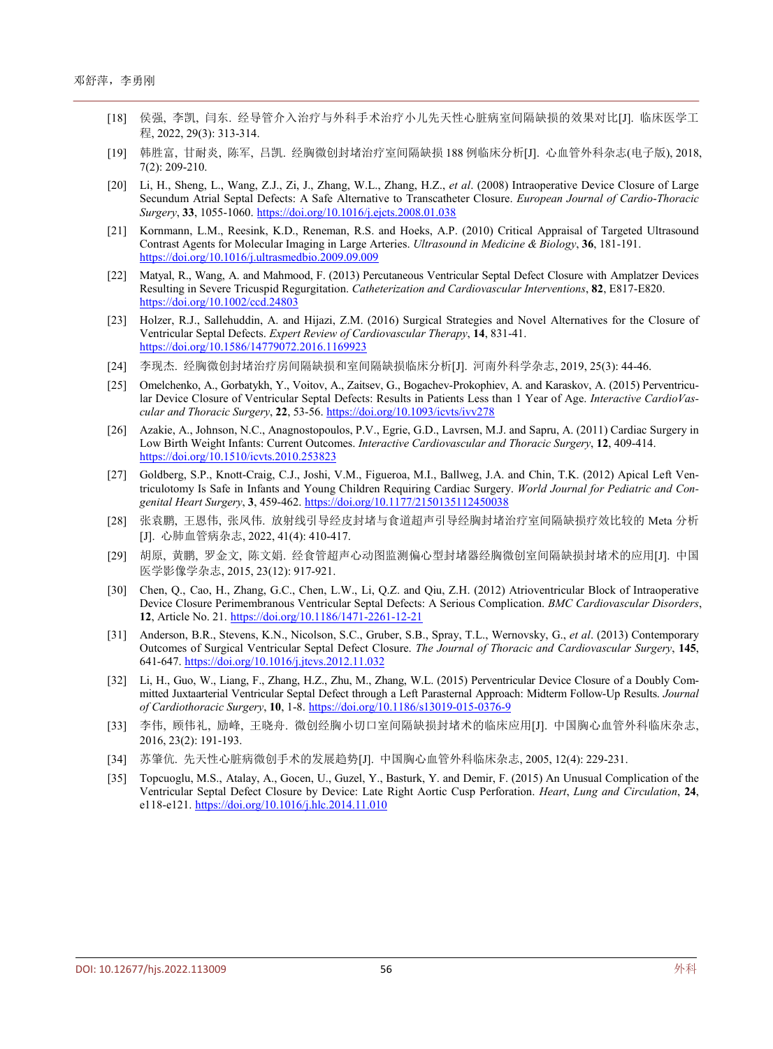[18] 侯强, 李凯, 闫东. 经导管介入治疗与外科手术治疗小儿先天性心脏病室间隔缺损的效果对比[J]. 临床医学工程, 2022, 29(3): 313-314.

[19] 韩胜富, 甘耐炎, 陈军, 吕凯. 经胸微创封堵治疗室间隔缺损 188 例临床分析[J]. 心血管外科杂志(电子版), 2018, 7(2): 209-210.

[20] Li, H., Sheng, L., Wang, Z.J., Zi, J., Zhang, W.L., Zhang, H.Z., *et al*. (2008) Intraoperative Device Closure of Large Secundum Atrial Septal Defects: A Safe Alternative to Transcatheter Closure. *European Journal of Cardio-Thoracic Surgery*, **33**, 1055-1060. https://doi.org/10.1016/j.ejcts.2008.01.038

[21] Kornmann, L.M., Reesink, K.D., Reneman, R.S. and Hoeks, A.P. (2010) Critical Appraisal of Targeted Ultrasound Contrast Agents for Molecular Imaging in Large Arteries. *Ultrasound in Medicine & Biology*, **36**, 181-191. https://doi.org/10.1016/j.ultrasmedbio.2009.09.009

[22] Matyal, R., Wang, A. and Mahmood, F. (2013) Percutaneous Ventricular Septal Defect Closure with Amplatzer Devices Resulting in Severe Tricuspid Regurgitation. *Catheterization and Cardiovascular Interventions*, **82**, E817-E820. https://doi.org/10.1002/ccd.24803

[23] Holzer, R.J., Sallehuddin, A. and Hijazi, Z.M. (2016) Surgical Strategies and Novel Alternatives for the Closure of Ventricular Septal Defects. *Expert Review of Cardiovascular Therapy*, **14**, 831-41. https://doi.org/10.1586/14779072.2016.1169923

[24] 李现杰. 经胸微创封堵治疗房间隔缺损和室间隔缺损临床分析[J]. 河南外科学杂志, 2019, 25(3): 44-46.

[25] Omelchenko, A., Gorbatykh, Y., Voitov, A., Zaitsev, G., Bogachev-Prokophiev, A. and Karaskov, A. (2015) Perventricular Device Closure of Ventricular Septal Defects: Results in Patients Less than 1 Year of Age. *Interactive CardioVascular and Thoracic Surgery*, **22**, 53-56. https://doi.org/10.1093/icvts/ivv278

[26] Azakie, A., Johnson, N.C., Anagnostopoulos, P.V., Egrie, G.D., Lavrsen, M.J. and Sapru, A. (2011) Cardiac Surgery in Low Birth Weight Infants: Current Outcomes. *Interactive Cardiovascular and Thoracic Surgery*, **12**, 409-414. https://doi.org/10.1510/icvts.2010.253823

[27] Goldberg, S.P., Knott-Craig, C.J., Joshi, V.M., Figueroa, M.I., Ballweg, J.A. and Chin, T.K. (2012) Apical Left Ventriculotomy Is Safe in Infants and Young Children Requiring Cardiac Surgery. *World Journal for Pediatric and Congenital Heart Surgery*, **3**, 459-462. https://doi.org/10.1177/2150135112450038

[28] 张袁鹏, 王恩伟, 张凤伟. 放射线引导经皮封堵与食道超声引导经胸封堵治疗室间隔缺损疗效比较的 Meta 分析[J]. 心肺血管病杂志, 2022, 41(4): 410-417.

[29] 胡原, 黄鹏, 罗金文, 陈文娟. 经食管超声心动图监测偏心型封堵器经胸微创室间隔缺损封堵术的应用[J]. 中国医学影像学杂志, 2015, 23(12): 917-921.

[30] Chen, Q., Cao, H., Zhang, G.C., Chen, L.W., Li, Q.Z. and Qiu, Z.H. (2012) Atrioventricular Block of Intraoperative Device Closure Perimembranous Ventricular Septal Defects: A Serious Complication. *BMC Cardiovascular Disorders*, **12**, Article No. 21. https://doi.org/10.1186/1471-2261-12-21

[31] Anderson, B.R., Stevens, K.N., Nicolson, S.C., Gruber, S.B., Spray, T.L., Wernovsky, G., *et al*. (2013) Contemporary Outcomes of Surgical Ventricular Septal Defect Closure. *The Journal of Thoracic and Cardiovascular Surgery*, **145**, 641-647. https://doi.org/10.1016/j.jtcvs.2012.11.032

[32] Li, H., Guo, W., Liang, F., Zhang, H.Z., Zhu, M., Zhang, W.L. (2015) Perventricular Device Closure of a Doubly Committed Juxtaarterial Ventricular Septal Defect through a Left Parasternal Approach: Midterm Follow-Up Results. *Journal of Cardiothoracic Surgery*, **10**, 1-8. https://doi.org/10.1186/s13019-015-0376-9

[33] 李伟, 顾伟礼, 励峰, 王晓舟. 微创经胸小切口室间隔缺损封堵术的临床应用[J]. 中国胸心血管外科临床杂志, 2016, 23(2): 191-193.

[34] 苏肇伉. 先天性心脏病微创手术的发展趋势[J]. 中国胸心血管外科临床杂志, 2005, 12(4): 229-231.

[35] Topcuoglu, M.S., Atalay, A., Gocen, U., Guzel, Y., Basturk, Y. and Demir, F. (2015) An Unusual Complication of the Ventricular Septal Defect Closure by Device: Late Right Aortic Cusp Perforation. *Heart, Lung and Circulation*, **24**, e118-e121. https://doi.org/10.1016/j.hlc.2014.11.010